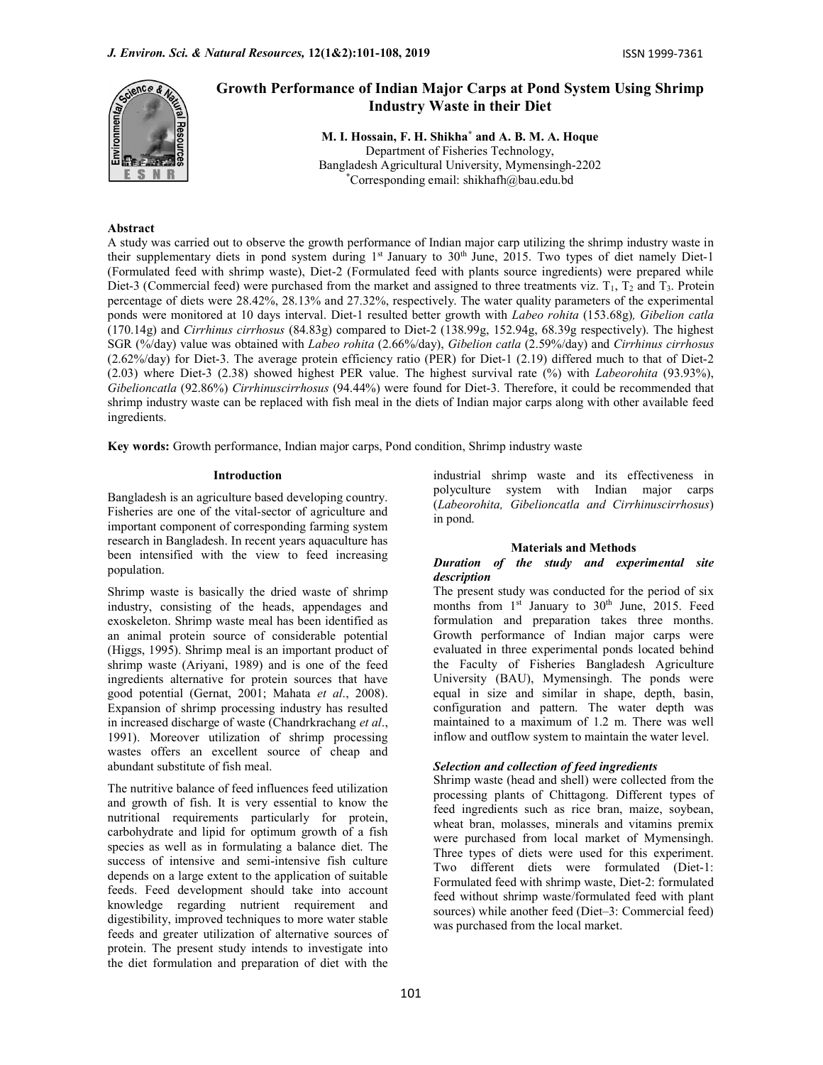# Growth Performance of Indian Major Carps at Pond System Using Shrimp Industry Waste in their Diet

**M. I. Hossain, F. H. Shikha[*] and A. B. M. A. Hoque**

Department of Fisheries Technology,
Bangladesh Agricultural University, Mymensingh-2202
[*]Corresponding email: shikhafh@bau.edu.bd

## Abstract

A study was carried out to observe the growth performance of Indian major carp utilizing the shrimp industry waste in their supplementary diets in pond system during 1st January to 30th June, 2015. Two types of diet namely Diet-1 (Formulated feed with shrimp waste), Diet-2 (Formulated feed with plants source ingredients) were prepared while Diet-3 (Commercial feed) were purchased from the market and assigned to three treatments viz. $T_1$, $T_2$ and $T_3$. Protein percentage of diets were 28.42%, 28.13% and 27.32%, respectively. The water quality parameters of the experimental ponds were monitored at 10 days interval. Diet-1 resulted better growth with *Labeo rohita* (153.68g)*, Gibelion catla* (170.14g) and *Cirrhinus cirrhosus* (84.83g) compared to Diet-2 (138.99g, 152.94g, 68.39g respectively). The highest SGR (%/day) value was obtained with *Labeo rohita* (2.66%/day), *Gibelion catla* (2.59%/day) and *Cirrhinus cirrhosus* (2.62%/day) for Diet-3. The average protein efficiency ratio (PER) for Diet-1 (2.19) differed much to that of Diet-2 (2.03) where Diet-3 (2.38) showed highest PER value. The highest survival rate (%) with *Labeorohita* (93.93%), *Gibelioncatla* (92.86%) *Cirrhinuscirrhosus* (94.44%) were found for Diet-3. Therefore, it could be recommended that shrimp industry waste can be replaced with fish meal in the diets of Indian major carps along with other available feed ingredients.

**Key words:** Growth performance, Indian major carps, Pond condition, Shrimp industry waste

## Introduction

Bangladesh is an agriculture based developing country. Fisheries are one of the vital-sector of agriculture and important component of corresponding farming system research in Bangladesh. In recent years aquaculture has been intensified with the view to feed increasing population.

Shrimp waste is basically the dried waste of shrimp industry, consisting of the heads, appendages and exoskeleton. Shrimp waste meal has been identified as an animal protein source of considerable potential (Higgs, 1995). Shrimp meal is an important product of shrimp waste (Ariyani, 1989) and is one of the feed ingredients alternative for protein sources that have good potential (Gernat, 2001; Mahata *et al*., 2008). Expansion of shrimp processing industry has resulted in increased discharge of waste (Chandrkrachang *et al*., 1991). Moreover utilization of shrimp processing wastes offers an excellent source of cheap and abundant substitute of fish meal.

The nutritive balance of feed influences feed utilization and growth of fish. It is very essential to know the nutritional requirements particularly for protein, carbohydrate and lipid for optimum growth of a fish species as well as in formulating a balance diet. The success of intensive and semi-intensive fish culture depends on a large extent to the application of suitable feeds. Feed development should take into account knowledge regarding nutrient requirement and digestibility, improved techniques to more water stable feeds and greater utilization of alternative sources of protein. The present study intends to investigate into the diet formulation and preparation of diet with the industrial shrimp waste and its effectiveness in polyculture system with Indian major carps (*Labeorohita, Gibelioncatla and Cirrhinuscirrhosus*) in pond.

## Materials and Methods

### *Duration of the study and experimental site description*

The present study was conducted for the period of six months from 1st January to 30th June, 2015. Feed formulation and preparation takes three months. Growth performance of Indian major carps were evaluated in three experimental ponds located behind the Faculty of Fisheries Bangladesh Agriculture University (BAU), Mymensingh. The ponds were equal in size and similar in shape, depth, basin, configuration and pattern. The water depth was maintained to a maximum of 1.2 m. There was well inflow and outflow system to maintain the water level.

### *Selection and collection of feed ingredients*

Shrimp waste (head and shell) were collected from the processing plants of Chittagong. Different types of feed ingredients such as rice bran, maize, soybean, wheat bran, molasses, minerals and vitamins premix were purchased from local market of Mymensingh. Three types of diets were used for this experiment. Two different diets were formulated (Diet-1: Formulated feed with shrimp waste, Diet-2: formulated feed without shrimp waste/formulated feed with plant sources) while another feed (Diet–3: Commercial feed) was purchased from the local market.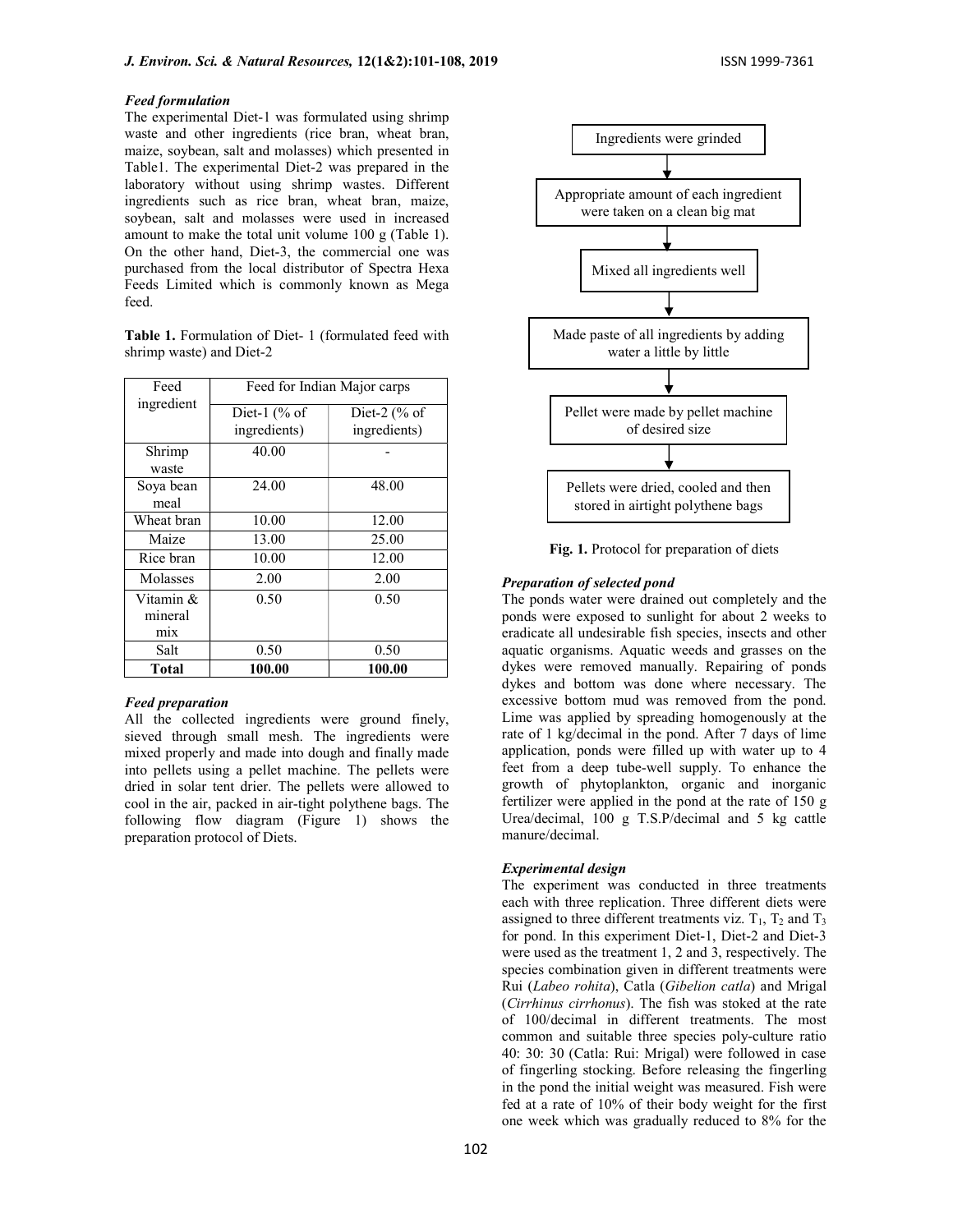### *Feed formulation*

The experimental Diet-1 was formulated using shrimp waste and other ingredients (rice bran, wheat bran, maize, soybean, salt and molasses) which presented in Table1. The experimental Diet-2 was prepared in the laboratory without using shrimp wastes. Different ingredients such as rice bran, wheat bran, maize, soybean, salt and molasses were used in increased amount to make the total unit volume 100 g (Table 1). On the other hand, Diet-3, the commercial one was purchased from the local distributor of Spectra Hexa Feeds Limited which is commonly known as Mega feed.

**Table 1.** Formulation of Diet- 1 (formulated feed with shrimp waste) and Diet-2

| Feed ingredient | Feed for Indian Major carps | |
|---|---|---|
| | Diet-1 (% of ingredients) | Diet-2 (% of ingredients) |
| Shrimp waste | 40.00 | - |
| Soya bean meal | 24.00 | 48.00 |
| Wheat bran | 10.00 | 12.00 |
| Maize | 13.00 | 25.00 |
| Rice bran | 10.00 | 12.00 |
| Molasses | 2.00 | 2.00 |
| Vitamin & mineral mix | 0.50 | 0.50 |
| Salt | 0.50 | 0.50 |
| **Total** | **100.00** | **100.00** |

### *Feed preparation*

All the collected ingredients were ground finely, sieved through small mesh. The ingredients were mixed properly and made into dough and finally made into pellets using a pellet machine. The pellets were dried in solar tent drier. The pellets were allowed to cool in the air, packed in air-tight polythene bags. The following flow diagram (Figure 1) shows the preparation protocol of Diets.

Ingredients were grinded
↓
Appropriate amount of each ingredient were taken on a clean big mat
↓
Mixed all ingredients well
↓
Made paste of all ingredients by adding water a little by little
↓
Pellet were made by pellet machine of desired size
↓
Pellets were dried, cooled and then stored in airtight polythene bags

**Fig. 1.** Protocol for preparation of diets

### *Preparation of selected pond*

The ponds water were drained out completely and the ponds were exposed to sunlight for about 2 weeks to eradicate all undesirable fish species, insects and other aquatic organisms. Aquatic weeds and grasses on the dykes were removed manually. Repairing of ponds dykes and bottom was done where necessary. The excessive bottom mud was removed from the pond. Lime was applied by spreading homogenously at the rate of 1 kg/decimal in the pond. After 7 days of lime application, ponds were filled up with water up to 4 feet from a deep tube-well supply. To enhance the growth of phytoplankton, organic and inorganic fertilizer were applied in the pond at the rate of 150 g Urea/decimal, 100 g T.S.P/decimal and 5 kg cattle manure/decimal.

### *Experimental design*

The experiment was conducted in three treatments each with three replication. Three different diets were assigned to three different treatments viz. $T_1$, $T_2$ and $T_3$ for pond. In this experiment Diet-1, Diet-2 and Diet-3 were used as the treatment 1, 2 and 3, respectively. The species combination given in different treatments were Rui (*Labeo rohita*), Catla (*Gibelion catla*) and Mrigal (*Cirrhinus cirrhonus*). The fish was stoked at the rate of 100/decimal in different treatments. The most common and suitable three species poly-culture ratio 40: 30: 30 (Catla: Rui: Mrigal) were followed in case of fingerling stocking. Before releasing the fingerling in the pond the initial weight was measured. Fish were fed at a rate of 10% of their body weight for the first one week which was gradually reduced to 8% for the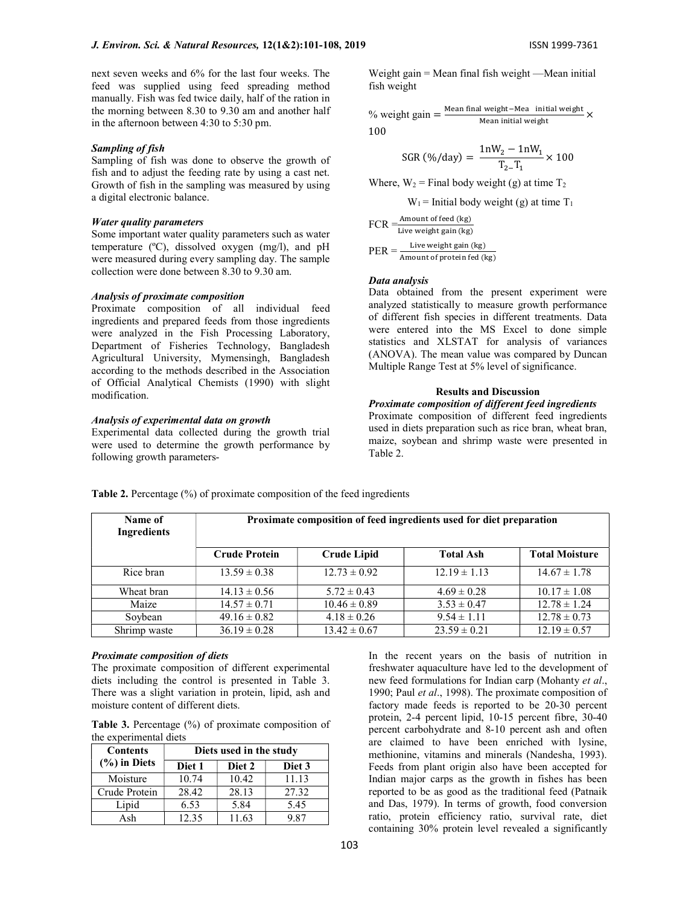next seven weeks and 6% for the last four weeks. The feed was supplied using feed spreading method manually. Fish was fed twice daily, half of the ration in the morning between 8.30 to 9.30 am and another half in the afternoon between 4:30 to 5:30 pm.

### *Sampling of fish*

Sampling of fish was done to observe the growth of fish and to adjust the feeding rate by using a cast net. Growth of fish in the sampling was measured by using a digital electronic balance.

### *Water quality parameters*

Some important water quality parameters such as water temperature (ºC), dissolved oxygen (mg/l), and pH were measured during every sampling day. The sample collection were done between 8.30 to 9.30 am.

### *Analysis of proximate composition*

Proximate composition of all individual feed ingredients and prepared feeds from those ingredients were analyzed in the Fish Processing Laboratory, Department of Fisheries Technology, Bangladesh Agricultural University, Mymensingh, Bangladesh according to the methods described in the Association of Official Analytical Chemists (1990) with slight modification.

### *Analysis of experimental data on growth*

Experimental data collected during the growth trial were used to determine the growth performance by following growth parameters-

Weight gain = Mean final fish weight —Mean initial fish weight

$$\% \text{ weight gain} = \frac{\text{Mean final weight} - \text{Mea initial weight}}{\text{Mean initial weight}} \times 100$$

$$\text{SGR } (\%/\text{day}) = \frac{1\text{nW}_2 - 1\text{nW}_1}{\text{T}_2 - \text{T}_1} \times 100$$

Where, $W_2$ = Final body weight (g) at time $T_2$

$W_1$ = Initial body weight (g) at time $T_1$

$$\text{FCR} = \frac{\text{Amount of feed (kg)}}{\text{Live weight gain (kg)}}$$

$$\text{PER} = \frac{\text{Live weight gain (kg)}}{\text{Amount of protein fed (kg)}}$$

### *Data analysis*

Data obtained from the present experiment were analyzed statistically to measure growth performance of different fish species in different treatments. Data were entered into the MS Excel to done simple statistics and XLSTAT for analysis of variances (ANOVA). The mean value was compared by Duncan Multiple Range Test at 5% level of significance.

## Results and Discussion

### *Proximate composition of different feed ingredients*

Proximate composition of different feed ingredients used in diets preparation such as rice bran, wheat bran, maize, soybean and shrimp waste were presented in Table 2.

**Table 2.** Percentage (%) of proximate composition of the feed ingredients

| Name of Ingredients | Proximate composition of feed ingredients used for diet preparation | | | |
|---|---|---|---|---|
| | **Crude Protein** | **Crude Lipid** | **Total Ash** | **Total Moisture** |
| Rice bran | 13.59 ± 0.38 | 12.73 ± 0.92 | 12.19 ± 1.13 | 14.67 ± 1.78 |
| Wheat bran | 14.13 ± 0.56 | 5.72 ± 0.43 | 4.69 ± 0.28 | 10.17 ± 1.08 |
| Maize | 14.57 ± 0.71 | 10.46 ± 0.89 | 3.53 ± 0.47 | 12.78 ± 1.24 |
| Soybean | 49.16 ± 0.82 | 4.18 ± 0.26 | 9.54 ± 1.11 | 12.78 ± 0.73 |
| Shrimp waste | 36.19 ± 0.28 | 13.42 ± 0.67 | 23.59 ± 0.21 | 12.19 ± 0.57 |

### *Proximate composition of diets*

The proximate composition of different experimental diets including the control is presented in Table 3. There was a slight variation in protein, lipid, ash and moisture content of different diets.

**Table 3.** Percentage (%) of proximate composition of the experimental diets

| Contents (%) in Diets | Diets used in the study | | |
|---|---|---|---|
| | Diet 1 | Diet 2 | Diet 3 |
| Moisture | 10.74 | 10.42 | 11.13 |
| Crude Protein | 28.42 | 28.13 | 27.32 |
| Lipid | 6.53 | 5.84 | 5.45 |
| Ash | 12.35 | 11.63 | 9.87 |

In the recent years on the basis of nutrition in freshwater aquaculture have led to the development of new feed formulations for Indian carp (Mohanty *et al*., 1990; Paul *et al*., 1998). The proximate composition of factory made feeds is reported to be 20-30 percent protein, 2-4 percent lipid, 10-15 percent fibre, 30-40 percent carbohydrate and 8-10 percent ash and often are claimed to have been enriched with lysine, methionine, vitamins and minerals (Nandesha, 1993). Feeds from plant origin also have been accepted for Indian major carps as the growth in fishes has been reported to be as good as the traditional feed (Patnaik and Das, 1979). In terms of growth, food conversion ratio, protein efficiency ratio, survival rate, diet containing 30% protein level revealed a significantly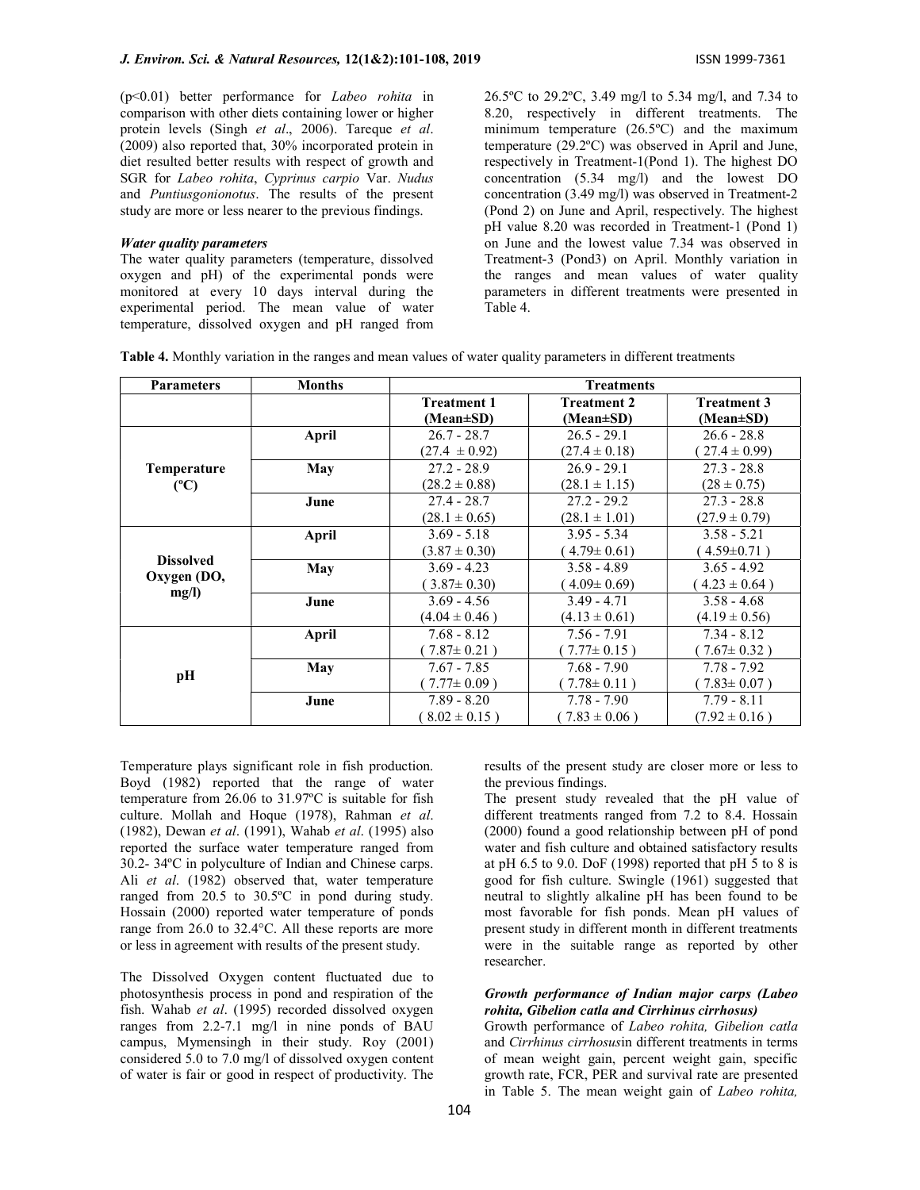(p<0.01) better performance for *Labeo rohita* in comparison with other diets containing lower or higher protein levels (Singh *et al*., 2006). Tareque *et al*. (2009) also reported that, 30% incorporated protein in diet resulted better results with respect of growth and SGR for *Labeo rohita*, *Cyprinus carpio* Var. *Nudus* and *Puntiusgonionotus*. The results of the present study are more or less nearer to the previous findings.

### *Water quality parameters*

The water quality parameters (temperature, dissolved oxygen and pH) of the experimental ponds were monitored at every 10 days interval during the experimental period. The mean value of water temperature, dissolved oxygen and pH ranged from 26.5ºC to 29.2ºC, 3.49 mg/l to 5.34 mg/l, and 7.34 to 8.20, respectively in different treatments. The minimum temperature (26.5ºC) and the maximum temperature (29.2ºC) was observed in April and June, respectively in Treatment-1(Pond 1). The highest DO concentration (5.34 mg/l) and the lowest DO concentration (3.49 mg/l) was observed in Treatment-2 (Pond 2) on June and April, respectively. The highest pH value 8.20 was recorded in Treatment-1 (Pond 1) on June and the lowest value 7.34 was observed in Treatment-3 (Pond3) on April. Monthly variation in the ranges and mean values of water quality parameters in different treatments were presented in Table 4.

**Table 4.** Monthly variation in the ranges and mean values of water quality parameters in different treatments

| Parameters | Months | Treatments | | |
|---|---|---|---|---|
| | | **Treatment 1 (Mean±SD)** | **Treatment 2 (Mean±SD)** | **Treatment 3 (Mean±SD)** |
| **Temperature (ºC)** | **April** | 26.7 - 28.7 (27.4 ± 0.92) | 26.5 - 29.1 (27.4 ± 0.18) | 26.6 - 28.8 ( 27.4 ± 0.99) |
| | **May** | 27.2 - 28.9 (28.2 ± 0.88) | 26.9 - 29.1 (28.1 ± 1.15) | 27.3 - 28.8 (28 ± 0.75) |
| | **June** | 27.4 - 28.7 (28.1 ± 0.65) | 27.2 - 29.2 (28.1 ± 1.01) | 27.3 - 28.8 (27.9 ± 0.79) |
| **Dissolved Oxygen (DO, mg/l)** | **April** | 3.69 - 5.18 (3.87 ± 0.30) | 3.95 - 5.34 ( 4.79± 0.61) | 3.58 - 5.21 ( 4.59±0.71 ) |
| | **May** | 3.69 - 4.23 ( 3.87± 0.30) | 3.58 - 4.89 ( 4.09± 0.69) | 3.65 - 4.92 ( 4.23 ± 0.64 ) |
| | **June** | 3.69 - 4.56 (4.04 ± 0.46 ) | 3.49 - 4.71 (4.13 ± 0.61) | 3.58 - 4.68 (4.19 ± 0.56) |
| **pH** | **April** | 7.68 - 8.12 ( 7.87± 0.21 ) | 7.56 - 7.91 ( 7.77± 0.15 ) | 7.34 - 8.12 ( 7.67± 0.32 ) |
| | **May** | 7.67 - 7.85 ( 7.77± 0.09 ) | 7.68 - 7.90 ( 7.78± 0.11 ) | 7.78 - 7.92 ( 7.83± 0.07 ) |
| | **June** | 7.89 - 8.20 ( 8.02 ± 0.15 ) | 7.78 - 7.90 ( 7.83 ± 0.06 ) | 7.79 - 8.11 (7.92 ± 0.16 ) |

Temperature plays significant role in fish production. Boyd (1982) reported that the range of water temperature from 26.06 to 31.97ºC is suitable for fish culture. Mollah and Hoque (1978), Rahman *et al*. (1982), Dewan *et al*. (1991), Wahab *et al*. (1995) also reported the surface water temperature ranged from 30.2- 34ºC in polyculture of Indian and Chinese carps. Ali *et al*. (1982) observed that, water temperature ranged from 20.5 to 30.5ºC in pond during study. Hossain (2000) reported water temperature of ponds range from 26.0 to 32.4°C. All these reports are more or less in agreement with results of the present study.

The Dissolved Oxygen content fluctuated due to photosynthesis process in pond and respiration of the fish. Wahab *et al*. (1995) recorded dissolved oxygen ranges from 2.2-7.1 mg/l in nine ponds of BAU campus, Mymensingh in their study. Roy (2001) considered 5.0 to 7.0 mg/l of dissolved oxygen content of water is fair or good in respect of productivity. The results of the present study are closer more or less to the previous findings.

The present study revealed that the pH value of different treatments ranged from 7.2 to 8.4. Hossain (2000) found a good relationship between pH of pond water and fish culture and obtained satisfactory results at pH 6.5 to 9.0. DoF (1998) reported that pH 5 to 8 is good for fish culture. Swingle (1961) suggested that neutral to slightly alkaline pH has been found to be most favorable for fish ponds. Mean pH values of present study in different month in different treatments were in the suitable range as reported by other researcher.

### *Growth performance of Indian major carps (Labeo rohita, Gibelion catla and Cirrhinus cirrhosus)*

Growth performance of *Labeo rohita, Gibelion catla* and *Cirrhinus cirrhosus*in different treatments in terms of mean weight gain, percent weight gain, specific growth rate, FCR, PER and survival rate are presented in Table 5. The mean weight gain of *Labeo rohita,*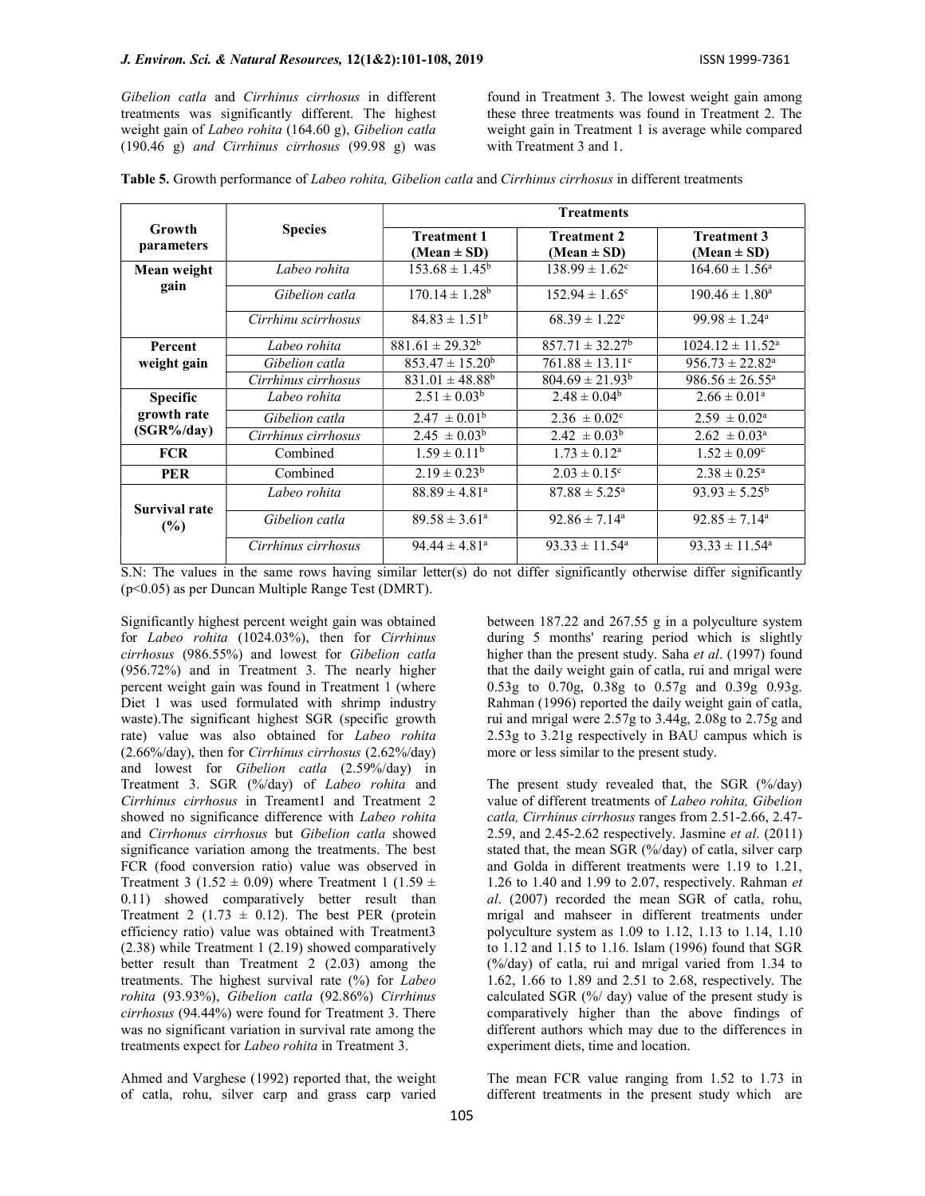*Gibelion catla* and *Cirrhinus cirrhosus* in different treatments was significantly different. The highest weight gain of *Labeo rohita* (164.60 g), *Gibelion catla* (190.46 g) *and Cirrhinus cirrhosus* (99.98 g) was found in Treatment 3. The lowest weight gain among these three treatments was found in Treatment 2. The weight gain in Treatment 1 is average while compared with Treatment 3 and 1.

**Table 5.** Growth performance of *Labeo rohita, Gibelion catla* and *Cirrhinus cirrhosus* in different treatments

| Growth parameters | Species | Treatments | | |
|---|---|---|---|---|
| | | **Treatment 1 (Mean ± SD)** | **Treatment 2 (Mean ± SD)** | **Treatment 3 (Mean ± SD)** |
| **Mean weight gain** | *Labeo rohita* | $153.68 \pm 1.45^{b}$ | $138.99 \pm 1.62^{c}$ | $164.60 \pm 1.56^{a}$ |
| | *Gibelion catla* | $170.14 \pm 1.28^{b}$ | $152.94 \pm 1.65^{c}$ | $190.46 \pm 1.80^{a}$ |
| | *Cirrhinu scirrhosus* | $84.83 \pm 1.51^{b}$ | $68.39 \pm 1.22^{c}$ | $99.98 \pm 1.24^{a}$ |
| **Percent weight gain** | *Labeo rohita* | $881.61 \pm 29.32^{b}$ | $857.71 \pm 32.27^{b}$ | $1024.12 \pm 11.52^{a}$ |
| | *Gibelion catla* | $853.47 \pm 15.20^{b}$ | $761.88 \pm 13.11^{c}$ | $956.73 \pm 22.82^{a}$ |
| | *Cirrhinus cirrhosus* | $831.01 \pm 48.88^{b}$ | $804.69 \pm 21.93^{b}$ | $986.56 \pm 26.55^{a}$ |
| **Specific growth rate (SGR%/day)** | *Labeo rohita* | $2.51 \pm 0.03^{b}$ | $2.48 \pm 0.04^{b}$ | $2.66 \pm 0.01^{a}$ |
| | *Gibelion catla* | $2.47 \pm 0.01^{b}$ | $2.36 \pm 0.02^{c}$ | $2.59 \pm 0.02^{a}$ |
| | *Cirrhinus cirrhosus* | $2.45 \pm 0.03^{b}$ | $2.42 \pm 0.03^{b}$ | $2.62 \pm 0.03^{a}$ |
| **FCR** | Combined | $1.59 \pm 0.11^{b}$ | $1.73 \pm 0.12^{a}$ | $1.52 \pm 0.09^{c}$ |
| **PER** | Combined | $2.19 \pm 0.23^{b}$ | $2.03 \pm 0.15^{c}$ | $2.38 \pm 0.25^{a}$ |
| **Survival rate (%)** | *Labeo rohita* | $88.89 \pm 4.81^{a}$ | $87.88 \pm 5.25^{a}$ | $93.93 \pm 5.25^{b}$ |
| | *Gibelion catla* | $89.58 \pm 3.61^{a}$ | $92.86 \pm 7.14^{a}$ | $92.85 \pm 7.14^{a}$ |
| | *Cirrhinus cirrhosus* | $94.44 \pm 4.81^{a}$ | $93.33 \pm 11.54^{a}$ | $93.33 \pm 11.54^{a}$ |

S.N: The values in the same rows having similar letter(s) do not differ significantly otherwise differ significantly ($p<0.05$) as per Duncan Multiple Range Test (DMRT).

Significantly highest percent weight gain was obtained for *Labeo rohita* (1024.03%), then for *Cirrhinus cirrhosus* (986.55%) and lowest for *Gibelion catla* (956.72%) and in Treatment 3. The nearly higher percent weight gain was found in Treatment 1 (where Diet 1 was used formulated with shrimp industry waste).The significant highest SGR (specific growth rate) value was also obtained for *Labeo rohita* (2.66%/day), then for *Cirrhinus cirrhosus* (2.62%/day) and lowest for *Gibelion catla* (2.59%/day) in Treatment 3. SGR (%/day) of *Labeo rohita* and *Cirrhinus cirrhosus* in Treament1 and Treatment 2 showed no significance difference with *Labeo rohita* and *Cirrhonus cirrhosus* but *Gibelion catla* showed significance variation among the treatments. The best FCR (food conversion ratio) value was observed in Treatment 3 (1.52 ± 0.09) where Treatment 1 (1.59 ± 0.11) showed comparatively better result than Treatment 2 (1.73 ± 0.12). The best PER (protein efficiency ratio) value was obtained with Treatment3 (2.38) while Treatment 1 (2.19) showed comparatively better result than Treatment 2 (2.03) among the treatments. The highest survival rate (%) for *Labeo rohita* (93.93%), *Gibelion catla* (92.86%) *Cirrhinus cirrhosus* (94.44%) were found for Treatment 3. There was no significant variation in survival rate among the treatments expect for *Labeo rohita* in Treatment 3.

Ahmed and Varghese (1992) reported that, the weight of catla, rohu, silver carp and grass carp varied between 187.22 and 267.55 g in a polyculture system during 5 months' rearing period which is slightly higher than the present study. Saha *et al*. (1997) found that the daily weight gain of catla, rui and mrigal were 0.53g to 0.70g, 0.38g to 0.57g and 0.39g 0.93g. Rahman (1996) reported the daily weight gain of catla, rui and mrigal were 2.57g to 3.44g, 2.08g to 2.75g and 2.53g to 3.21g respectively in BAU campus which is more or less similar to the present study.

The present study revealed that, the SGR (%/day) value of different treatments of *Labeo rohita, Gibelion catla, Cirrhinus cirrhosus* ranges from 2.51-2.66, 2.47-2.59, and 2.45-2.62 respectively. Jasmine *et al*. (2011) stated that, the mean SGR (%/day) of catla, silver carp and Golda in different treatments were 1.19 to 1.21, 1.26 to 1.40 and 1.99 to 2.07, respectively. Rahman *et al*. (2007) recorded the mean SGR of catla, rohu, mrigal and mahseer in different treatments under polyculture system as 1.09 to 1.12, 1.13 to 1.14, 1.10 to 1.12 and 1.15 to 1.16. Islam (1996) found that SGR (%/day) of catla, rui and mrigal varied from 1.34 to 1.62, 1.66 to 1.89 and 2.51 to 2.68, respectively. The calculated SGR (%/ day) value of the present study is comparatively higher than the above findings of different authors which may due to the differences in experiment diets, time and location.

The mean FCR value ranging from 1.52 to 1.73 in different treatments in the present study which are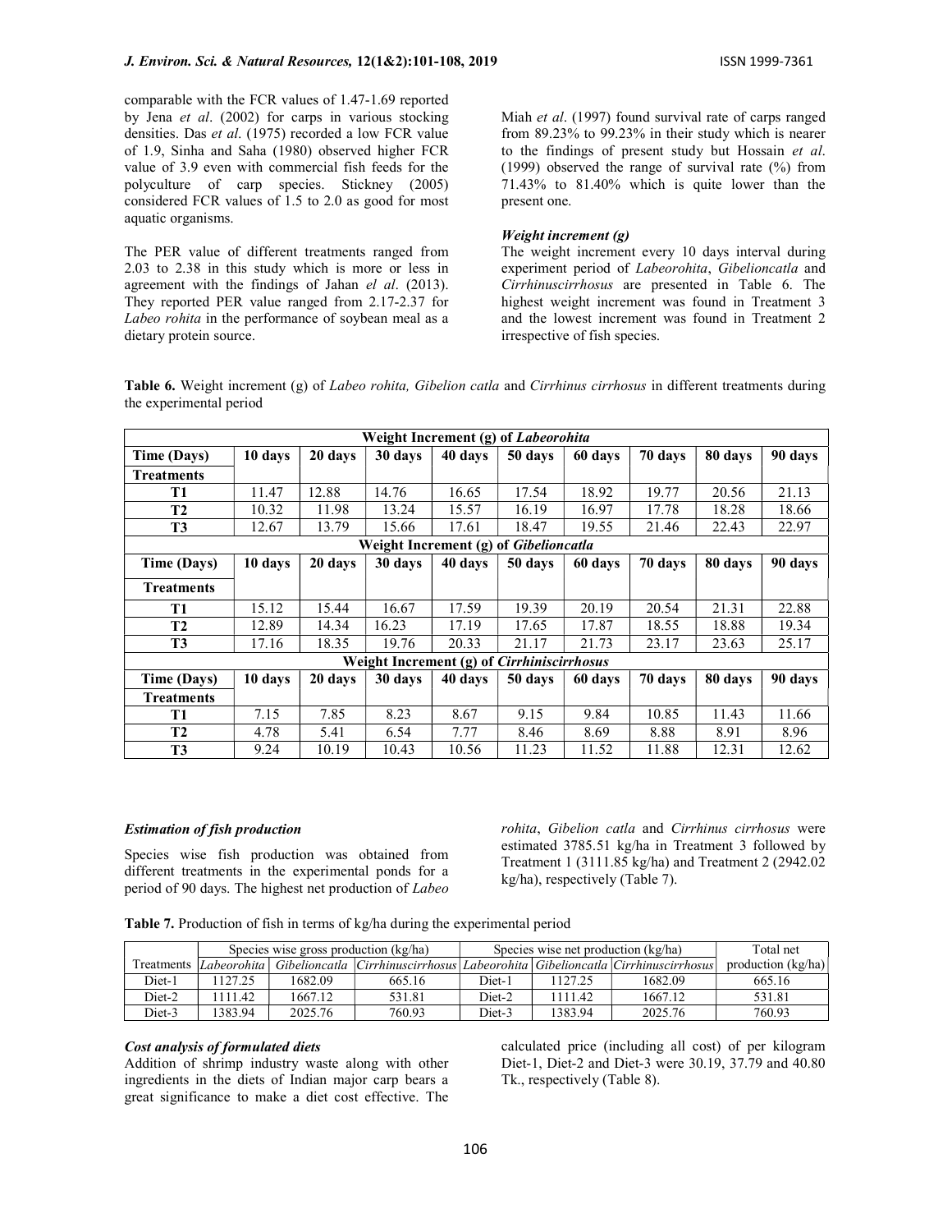comparable with the FCR values of 1.47-1.69 reported by Jena *et al*. (2002) for carps in various stocking densities. Das *et al*. (1975) recorded a low FCR value of 1.9, Sinha and Saha (1980) observed higher FCR value of 3.9 even with commercial fish feeds for the polyculture of carp species. Stickney (2005) considered FCR values of 1.5 to 2.0 as good for most aquatic organisms.

The PER value of different treatments ranged from 2.03 to 2.38 in this study which is more or less in agreement with the findings of Jahan *el al*. (2013). They reported PER value ranged from 2.17-2.37 for *Labeo rohita* in the performance of soybean meal as a dietary protein source.

Miah *et al*. (1997) found survival rate of carps ranged from 89.23% to 99.23% in their study which is nearer to the findings of present study but Hossain *et al*. (1999) observed the range of survival rate (%) from 71.43% to 81.40% which is quite lower than the present one.

### *Weight increment (g)*

The weight increment every 10 days interval during experiment period of *Labeorohita*, *Gibelioncatla* and *Cirrhinuscirrhosus* are presented in Table 6. The highest weight increment was found in Treatment 3 and the lowest increment was found in Treatment 2 irrespective of fish species.

**Table 6.** Weight increment (g) of *Labeo rohita, Gibelion catla* and *Cirrhinus cirrhosus* in different treatments during the experimental period

| **Weight Increment (g) of *Labeorohita*** | | | | | | | | | |
|---|---|---|---|---|---|---|---|---|---|
| **Time (Days)** | **10 days** | **20 days** | **30 days** | **40 days** | **50 days** | **60 days** | **70 days** | **80 days** | **90 days** |
| **Treatments** | | | | | | | | | |
| **T1** | 11.47 | 12.88 | 14.76 | 16.65 | 17.54 | 18.92 | 19.77 | 20.56 | 21.13 |
| **T2** | 10.32 | 11.98 | 13.24 | 15.57 | 16.19 | 16.97 | 17.78 | 18.28 | 18.66 |
| **T3** | 12.67 | 13.79 | 15.66 | 17.61 | 18.47 | 19.55 | 21.46 | 22.43 | 22.97 |
| **Weight Increment (g) of *Gibelioncatla*** | | | | | | | | | |
| **Time (Days)** | **10 days** | **20 days** | **30 days** | **40 days** | **50 days** | **60 days** | **70 days** | **80 days** | **90 days** |
| **Treatments** | | | | | | | | | |
| **T1** | 15.12 | 15.44 | 16.67 | 17.59 | 19.39 | 20.19 | 20.54 | 21.31 | 22.88 |
| **T2** | 12.89 | 14.34 | 16.23 | 17.19 | 17.65 | 17.87 | 18.55 | 18.88 | 19.34 |
| **T3** | 17.16 | 18.35 | 19.76 | 20.33 | 21.17 | 21.73 | 23.17 | 23.63 | 25.17 |
| **Weight Increment (g) of *Cirrhiniscirrhosus*** | | | | | | | | | |
| **Time (Days)** | **10 days** | **20 days** | **30 days** | **40 days** | **50 days** | **60 days** | **70 days** | **80 days** | **90 days** |
| **Treatments** | | | | | | | | | |
| **T1** | 7.15 | 7.85 | 8.23 | 8.67 | 9.15 | 9.84 | 10.85 | 11.43 | 11.66 |
| **T2** | 4.78 | 5.41 | 6.54 | 7.77 | 8.46 | 8.69 | 8.88 | 8.91 | 8.96 |
| **T3** | 9.24 | 10.19 | 10.43 | 10.56 | 11.23 | 11.52 | 11.88 | 12.31 | 12.62 |

### *Estimation of fish production*

Species wise fish production was obtained from different treatments in the experimental ponds for a period of 90 days. The highest net production of *Labeo rohita*, *Gibelion catla* and *Cirrhinus cirrhosus* were estimated 3785.51 kg/ha in Treatment 3 followed by Treatment 1 (3111.85 kg/ha) and Treatment 2 (2942.02 kg/ha), respectively (Table 7).

**Table 7.** Production of fish in terms of kg/ha during the experimental period

| | Species wise gross production (kg/ha) | | | Species wise net production (kg/ha) | | | Total net |
|---|---|---|---|---|---|---|---|
| Treatments | *Labeorohita* | *Gibelioncatla* | *Cirrhinuscirrhosus* | *Labeorohita* | *Gibelioncatla* | *Cirrhinuscirrhosus* | production (kg/ha) |
| Diet-1 | 1127.25 | 1682.09 | 665.16 | Diet-1 | 1127.25 | 1682.09 | 665.16 |
| Diet-2 | 1111.42 | 1667.12 | 531.81 | Diet-2 | 1111.42 | 1667.12 | 531.81 |
| Diet-3 | 1383.94 | 2025.76 | 760.93 | Diet-3 | 1383.94 | 2025.76 | 760.93 |

### *Cost analysis of formulated diets*

Addition of shrimp industry waste along with other ingredients in the diets of Indian major carp bears a great significance to make a diet cost effective. The calculated price (including all cost) of per kilogram Diet-1, Diet-2 and Diet-3 were 30.19, 37.79 and 40.80 Tk., respectively (Table 8).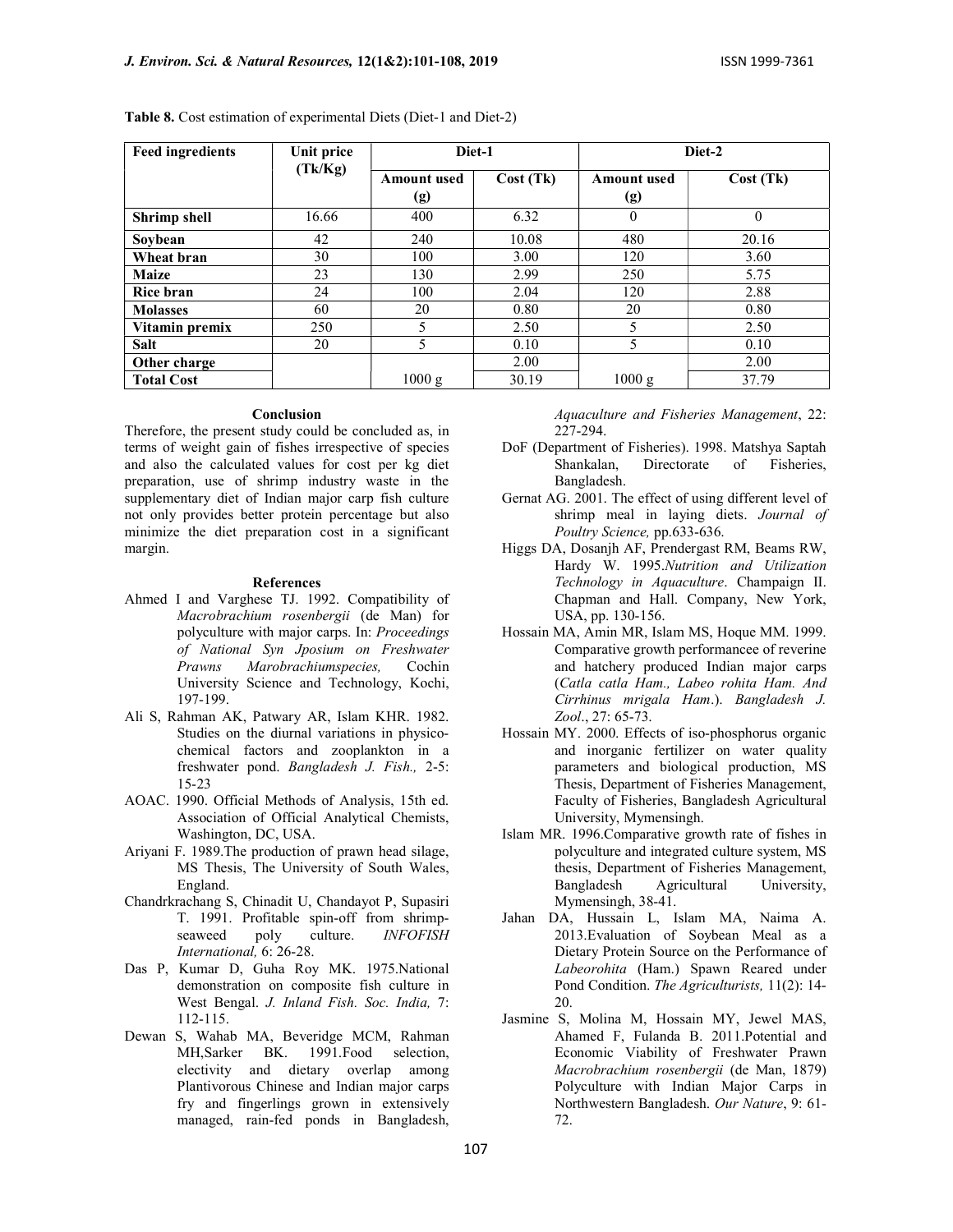**Table 8.** Cost estimation of experimental Diets (Diet-1 and Diet-2)

| Feed ingredients | Unit price (Tk/Kg) | Diet-1 | | Diet-2 | |
|---|---|---|---|---|---|
| | | Amount used (g) | Cost (Tk) | Amount used (g) | Cost (Tk) |
| **Shrimp shell** | 16.66 | 400 | 6.32 | 0 | 0 |
| **Soybean** | 42 | 240 | 10.08 | 480 | 20.16 |
| **Wheat bran** | 30 | 100 | 3.00 | 120 | 3.60 |
| **Maize** | 23 | 130 | 2.99 | 250 | 5.75 |
| **Rice bran** | 24 | 100 | 2.04 | 120 | 2.88 |
| **Molasses** | 60 | 20 | 0.80 | 20 | 0.80 |
| **Vitamin premix** | 250 | 5 | 2.50 | 5 | 2.50 |
| **Salt** | 20 | 5 | 0.10 | 5 | 0.10 |
| **Other charge** | | | 2.00 | | 2.00 |
| **Total Cost** | | 1000 g | 30.19 | 1000 g | 37.79 |

## Conclusion

Therefore, the present study could be concluded as, in terms of weight gain of fishes irrespective of species and also the calculated values for cost per kg diet preparation, use of shrimp industry waste in the supplementary diet of Indian major carp fish culture not only provides better protein percentage but also minimize the diet preparation cost in a significant margin.

## References

Ahmed I and Varghese TJ. 1992. Compatibility of *Macrobrachium rosenbergii* (de Man) for polyculture with major carps. In: *Proceedings of National Syn Jposium on Freshwater Prawns Marobrachiumspecies,* Cochin University Science and Technology, Kochi, 197-199.

Ali S, Rahman AK, Patwary AR, Islam KHR. 1982. Studies on the diurnal variations in physico-chemical factors and zooplankton in a freshwater pond. *Bangladesh J. Fish.,* 2-5: 15-23

AOAC. 1990. Official Methods of Analysis, 15th ed. Association of Official Analytical Chemists, Washington, DC, USA.

Ariyani F. 1989.The production of prawn head silage, MS Thesis, The University of South Wales, England.

Chandrkrachang S, Chinadit U, Chandayot P, Supasiri T. 1991. Profitable spin-off from shrimp-seaweed poly culture. *INFOFISH International,* 6: 26-28.

Das P, Kumar D, Guha Roy MK. 1975.National demonstration on composite fish culture in West Bengal. *J. Inland Fish. Soc. India,* 7: 112-115.

Dewan S, Wahab MA, Beveridge MCM, Rahman MH,Sarker BK. 1991.Food selection, electivity and dietary overlap among Plantivorous Chinese and Indian major carps fry and fingerlings grown in extensively managed, rain-fed ponds in Bangladesh, *Aquaculture and Fisheries Management*, 22: 227-294.

DoF (Department of Fisheries). 1998. Matshya Saptah Shankalan, Directorate of Fisheries, Bangladesh.

Gernat AG. 2001. The effect of using different level of shrimp meal in laying diets. *Journal of Poultry Science,* pp.633-636.

Higgs DA, Dosanjh AF, Prendergast RM, Beams RW, Hardy W. 1995.*Nutrition and Utilization Technology in Aquaculture*. Champaign II. Chapman and Hall. Company, New York, USA, pp. 130-156.

Hossain MA, Amin MR, Islam MS, Hoque MM. 1999. Comparative growth performancee of reverine and hatchery produced Indian major carps (*Catla catla Ham., Labeo rohita Ham. And Cirrhinus mrigala Ham*.). *Bangladesh J. Zool*., 27: 65-73.

Hossain MY. 2000. Effects of iso-phosphorus organic and inorganic fertilizer on water quality parameters and biological production, MS Thesis, Department of Fisheries Management, Faculty of Fisheries, Bangladesh Agricultural University, Mymensingh.

Islam MR. 1996.Comparative growth rate of fishes in polyculture and integrated culture system, MS thesis, Department of Fisheries Management, Bangladesh Agricultural University, Mymensingh, 38-41.

Jahan DA, Hussain L, Islam MA, Naima A. 2013.Evaluation of Soybean Meal as a Dietary Protein Source on the Performance of *Labeorohita* (Ham.) Spawn Reared under Pond Condition. *The Agriculturists,* 11(2): 14-20.

Jasmine S, Molina M, Hossain MY, Jewel MAS, Ahamed F, Fulanda B. 2011.Potential and Economic Viability of Freshwater Prawn *Macrobrachium rosenbergii* (de Man, 1879) Polyculture with Indian Major Carps in Northwestern Bangladesh. *Our Nature*, 9: 61-72.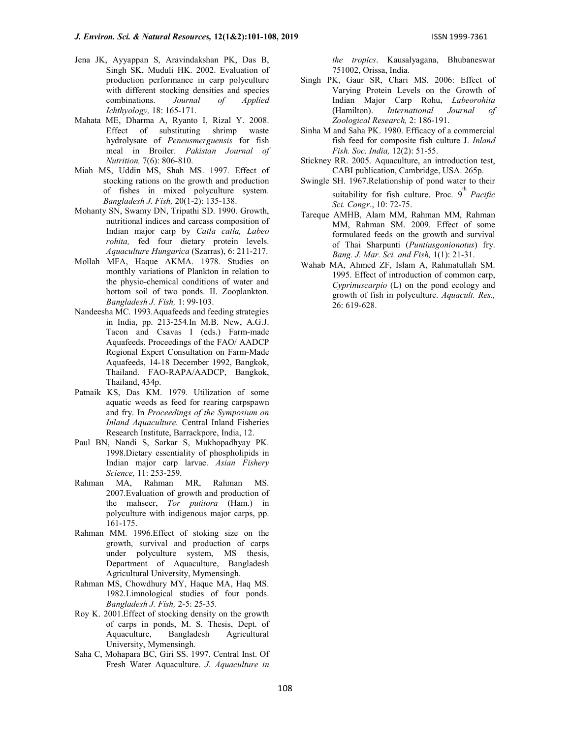Jena JK, Ayyappan S, Aravindakshan PK, Das B, Singh SK, Muduli HK. 2002. Evaluation of production performance in carp polyculture with different stocking densities and species combinations. *Journal of Applied Ichthyology,* 18: 165-171.

Mahata ME, Dharma A, Ryanto I, Rizal Y. 2008. Effect of substituting shrimp waste hydrolysate of *Peneusmerguensis* for fish meal in Broiler. *Pakistan Journal of Nutrition,* 7(6): 806-810.

Miah MS, Uddin MS, Shah MS. 1997. Effect of stocking rations on the growth and production of fishes in mixed polyculture system. *Bangladesh J. Fish,* 20(1-2): 135-138.

Mohanty SN, Swamy DN, Tripathi SD. 1990. Growth, nutritional indices and carcass composition of Indian major carp by *Catla catla, Labeo rohita,* fed four dietary protein levels. *Aquaculture Hungarica* (Szarras), 6: 211-217.

Mollah MFA, Haque AKMA. 1978. Studies on monthly variations of Plankton in relation to the physio-chemical conditions of water and bottom soil of two ponds. II. Zooplankton. *Bangladesh J. Fish,* 1: 99-103.

Nandeesha MC. 1993.Aquafeeds and feeding strategies in India, pp. 213-254.In M.B. New, A.G.J. Tacon and Csavas I (eds.) Farm-made Aquafeeds. Proceedings of the FAO/ AADCP Regional Expert Consultation on Farm-Made Aquafeeds, 14-18 December 1992, Bangkok, Thailand. FAO-RAPA/AADCP, Bangkok, Thailand, 434p.

Patnaik KS, Das KM. 1979. Utilization of some aquatic weeds as feed for rearing carpspawn and fry. In *Proceedings of the Symposium on Inland Aquaculture.* Central Inland Fisheries Research Institute, Barrackpore, India, 12.

Paul BN, Nandi S, Sarkar S, Mukhopadhyay PK. 1998.Dietary essentiality of phospholipids in Indian major carp larvae. *Asian Fishery Science,* 11: 253-259.

Rahman MA, Rahman MR, Rahman MS. 2007.Evaluation of growth and production of the mahseer, *Tor putitora* (Ham.) in polyculture with indigenous major carps, pp. 161-175.

Rahman MM. 1996.Effect of stoking size on the growth, survival and production of carps under polyculture system, MS thesis, Department of Aquaculture, Bangladesh Agricultural University, Mymensingh.

Rahman MS, Chowdhury MY, Haque MA, Haq MS. 1982.Limnological studies of four ponds. *Bangladesh J. Fish,* 2-5: 25-35.

Roy K. 2001.Effect of stocking density on the growth of carps in ponds, M. S. Thesis, Dept. of Aquaculture, Bangladesh Agricultural University, Mymensingh.

Saha C, Mohapara BC, Giri SS. 1997. Central Inst. Of Fresh Water Aquaculture. *J. Aquaculture in the tropics*. Kausalyagana, Bhubaneswar 751002, Orissa, India.

Singh PK, Gaur SR, Chari MS. 2006: Effect of Varying Protein Levels on the Growth of Indian Major Carp Rohu, *Labeorohita* (Hamilton). *International Journal of Zoological Research,* 2: 186-191.

Sinha M and Saha PK. 1980. Efficacy of a commercial fish feed for composite fish culture J. *Inland Fish. Soc. India,* 12(2): 51-55.

Stickney RR. 2005. Aquaculture, an introduction test, CABI publication, Cambridge, USA. 265p.

Swingle SH. 1967.Relationship of pond water to their suitability for fish culture. Proc. 9th *Pacific Sci. Congr*., 10: 72-75.

Tareque AMHB, Alam MM, Rahman MM, Rahman MM, Rahman SM. 2009. Effect of some formulated feeds on the growth and survival of Thai Sharpunti (*Puntiusgonionotus*) fry. *Bang. J. Mar. Sci. and Fish,* 1(1): 21-31.

Wahab MA, Ahmed ZF, Islam A, Rahmatullah SM. 1995. Effect of introduction of common carp, *Cyprinuscarpio* (L) on the pond ecology and growth of fish in polyculture. *Aquacult. Res.,* 26: 619-628.